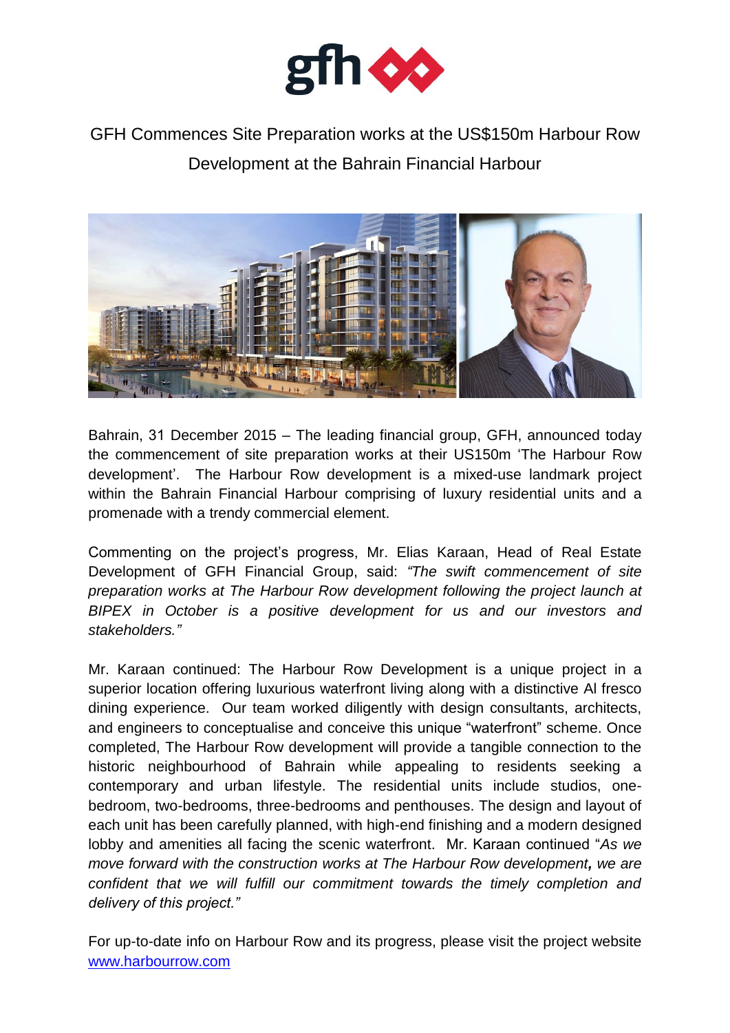# GFH Commences Site Preparation works at the US$150m Harbour Row Development at the Bahrain Financial Harbour

Bahrain, 31 December 2015 – The leading financial group, GFH, announced today the commencement of site preparation works at their US150m 'The Harbour Row development'. The Harbour Row development is a mixed-use landmark project within the Bahrain Financial Harbour comprising of luxury residential units and a promenade with a trendy commercial element.

Commenting on the project's progress, Mr. Elias Karaan, Head of Real Estate Development of GFH Financial Group, said: *"The swift commencement of site preparation works at The Harbour Row development following the project launch at BIPEX in October is a positive development for us and our investors and stakeholders."*

Mr. Karaan continued: The Harbour Row Development is a unique project in a superior location offering luxurious waterfront living along with a distinctive Al fresco dining experience. Our team worked diligently with design consultants, architects, and engineers to conceptualise and conceive this unique "waterfront" scheme. Once completed, The Harbour Row development will provide a tangible connection to the historic neighbourhood of Bahrain while appealing to residents seeking a contemporary and urban lifestyle. The residential units include studios, one-bedroom, two-bedrooms, three-bedrooms and penthouses. The design and layout of each unit has been carefully planned, with high-end finishing and a modern designed lobby and amenities all facing the scenic waterfront. Mr. Karaan continued "*As we move forward with the construction works at The Harbour Row development**,** we are confident that we will fulfill our commitment towards the timely completion and delivery of this project."*

For up-to-date info on Harbour Row and its progress, please visit the project website [www.harbourrow.com](http://www.harbourrow.com)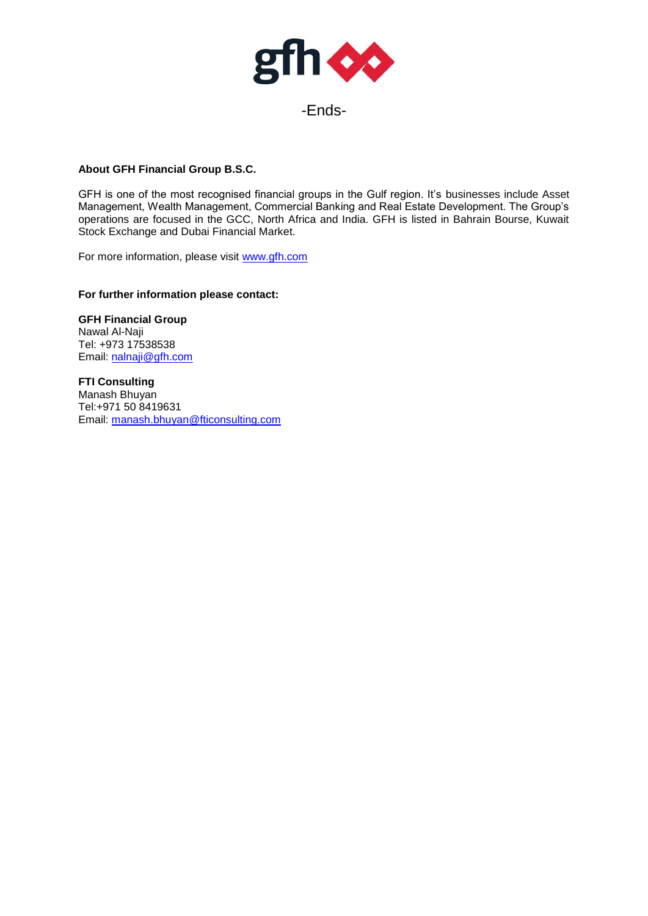-Ends-

**About GFH Financial Group B.S.C.**

GFH is one of the most recognised financial groups in the Gulf region. It's businesses include Asset Management, Wealth Management, Commercial Banking and Real Estate Development. The Group's operations are focused in the GCC, North Africa and India. GFH is listed in Bahrain Bourse, Kuwait Stock Exchange and Dubai Financial Market.

For more information, please visit www.gfh.com

**For further information please contact:**

**GFH Financial Group**
Nawal Al-Naji
Tel: +973 17538538
Email: nalnaji@gfh.com

**FTI Consulting**
Manash Bhuyan
Tel:+971 50 8419631
Email: manash.bhuyan@fticonsulting.com